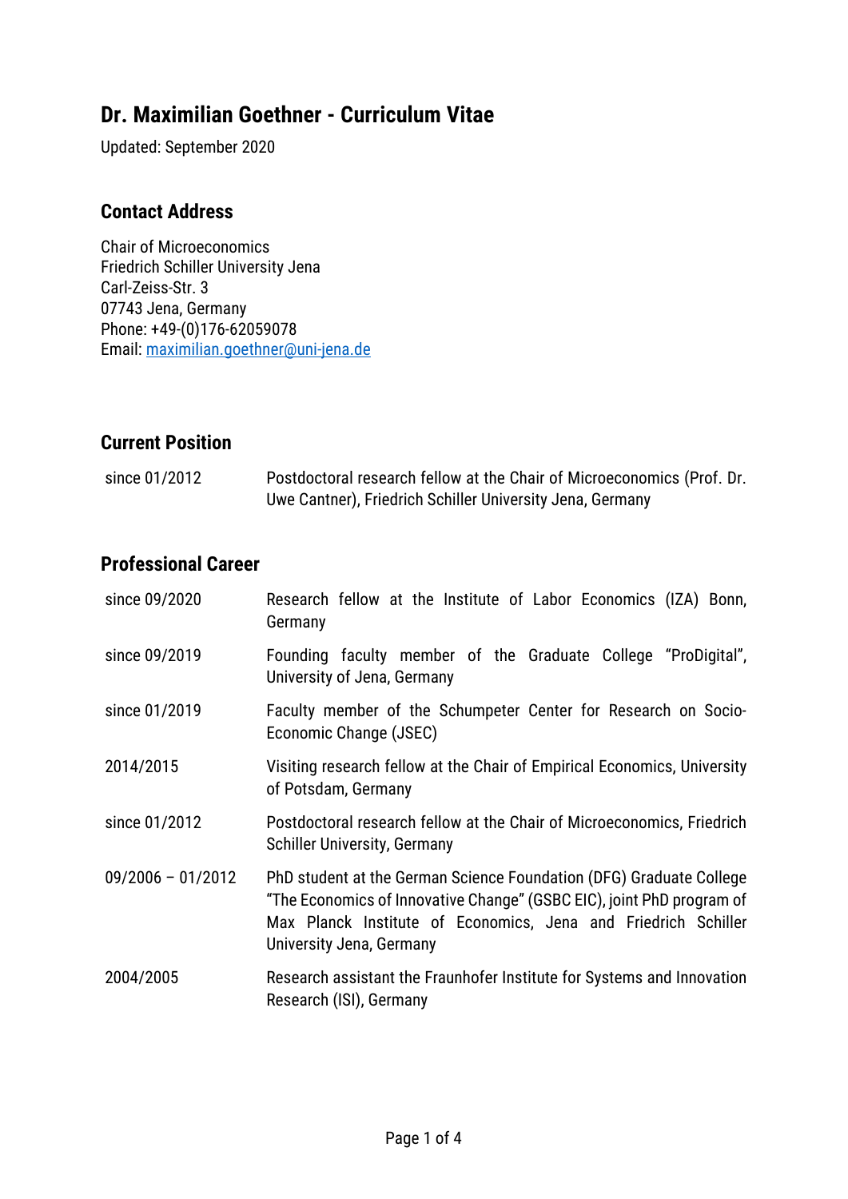# Dr. Maximilian Goethner - Curriculum Vitae

Updated: September 2020

## Contact Address

Chair of Microeconomics
Friedrich Schiller University Jena
Carl-Zeiss-Str. 3
07743 Jena, Germany
Phone: +49-(0)176-62059078
Email: maximilian.goethner@uni-jena.de

## Current Position

| | |
|---|---|
| since 01/2012 | Postdoctoral research fellow at the Chair of Microeconomics (Prof. Dr. Uwe Cantner), Friedrich Schiller University Jena, Germany |

## Professional Career

| | |
|---|---|
| since 09/2020 | Research fellow at the Institute of Labor Economics (IZA) Bonn, Germany |
| since 09/2019 | Founding faculty member of the Graduate College "ProDigital", University of Jena, Germany |
| since 01/2019 | Faculty member of the Schumpeter Center for Research on Socio-Economic Change (JSEC) |
| 2014/2015 | Visiting research fellow at the Chair of Empirical Economics, University of Potsdam, Germany |
| since 01/2012 | Postdoctoral research fellow at the Chair of Microeconomics, Friedrich Schiller University, Germany |
| 09/2006 – 01/2012 | PhD student at the German Science Foundation (DFG) Graduate College "The Economics of Innovative Change" (GSBC EIC), joint PhD program of Max Planck Institute of Economics, Jena and Friedrich Schiller University Jena, Germany |
| 2004/2005 | Research assistant the Fraunhofer Institute for Systems and Innovation Research (ISI), Germany |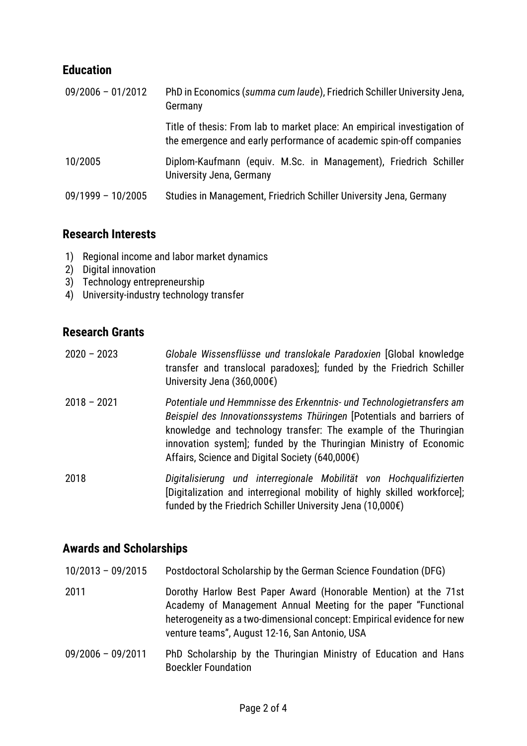## Education

| | |
|---|---|
| 09/2006 – 01/2012 | PhD in Economics (*summa cum laude*), Friedrich Schiller University Jena, Germany |
| | Title of thesis: From lab to market place: An empirical investigation of the emergence and early performance of academic spin-off companies |
| 10/2005 | Diplom-Kaufmann (equiv. M.Sc. in Management), Friedrich Schiller University Jena, Germany |
| 09/1999 – 10/2005 | Studies in Management, Friedrich Schiller University Jena, Germany |

## Research Interests

1) Regional income and labor market dynamics
2) Digital innovation
3) Technology entrepreneurship
4) University-industry technology transfer

## Research Grants

| | |
|---|---|
| 2020 – 2023 | *Globale Wissensflüsse und translokale Paradoxien* [Global knowledge transfer and translocal paradoxes]; funded by the Friedrich Schiller University Jena (360,000€) |
| 2018 – 2021 | *Potentiale und Hemmnisse des Erkenntnis- und Technologietransfers am Beispiel des Innovationssystems Thüringen* [Potentials and barriers of knowledge and technology transfer: The example of the Thuringian innovation system]; funded by the Thuringian Ministry of Economic Affairs, Science and Digital Society (640,000€) |
| 2018 | *Digitalisierung und interregionale Mobilität von Hochqualifizierten* [Digitalization and interregional mobility of highly skilled workforce]; funded by the Friedrich Schiller University Jena (10,000€) |

## Awards and Scholarships

| | |
|---|---|
| 10/2013 – 09/2015 | Postdoctoral Scholarship by the German Science Foundation (DFG) |
| 2011 | Dorothy Harlow Best Paper Award (Honorable Mention) at the 71st Academy of Management Annual Meeting for the paper "Functional heterogeneity as a two-dimensional concept: Empirical evidence for new venture teams", August 12-16, San Antonio, USA |
| 09/2006 – 09/2011 | PhD Scholarship by the Thuringian Ministry of Education and Hans Boeckler Foundation |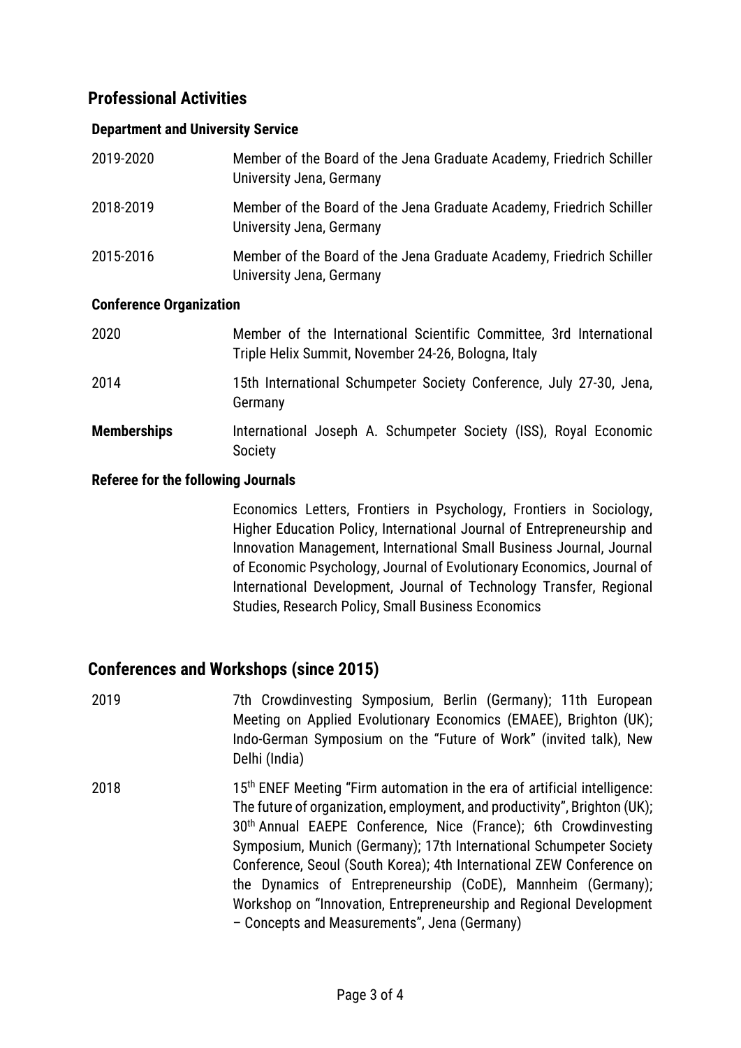## Professional Activities

### Department and University Service

2019-2020 — Member of the Board of the Jena Graduate Academy, Friedrich Schiller University Jena, Germany

2018-2019 — Member of the Board of the Jena Graduate Academy, Friedrich Schiller University Jena, Germany

2015-2016 — Member of the Board of the Jena Graduate Academy, Friedrich Schiller University Jena, Germany

### Conference Organization

2020 — Member of the International Scientific Committee, 3rd International Triple Helix Summit, November 24-26, Bologna, Italy

2014 — 15th International Schumpeter Society Conference, July 27-30, Jena, Germany

**Memberships** — International Joseph A. Schumpeter Society (ISS), Royal Economic Society

### Referee for the following Journals

Economics Letters, Frontiers in Psychology, Frontiers in Sociology, Higher Education Policy, International Journal of Entrepreneurship and Innovation Management, International Small Business Journal, Journal of Economic Psychology, Journal of Evolutionary Economics, Journal of International Development, Journal of Technology Transfer, Regional Studies, Research Policy, Small Business Economics

## Conferences and Workshops (since 2015)

2019 — 7th Crowdinvesting Symposium, Berlin (Germany); 11th European Meeting on Applied Evolutionary Economics (EMAEE), Brighton (UK); Indo-German Symposium on the "Future of Work" (invited talk), New Delhi (India)

2018 — 15th ENEF Meeting "Firm automation in the era of artificial intelligence: The future of organization, employment, and productivity", Brighton (UK); 30th Annual EAEPE Conference, Nice (France); 6th Crowdinvesting Symposium, Munich (Germany); 17th International Schumpeter Society Conference, Seoul (South Korea); 4th International ZEW Conference on the Dynamics of Entrepreneurship (CoDE), Mannheim (Germany); Workshop on "Innovation, Entrepreneurship and Regional Development – Concepts and Measurements", Jena (Germany)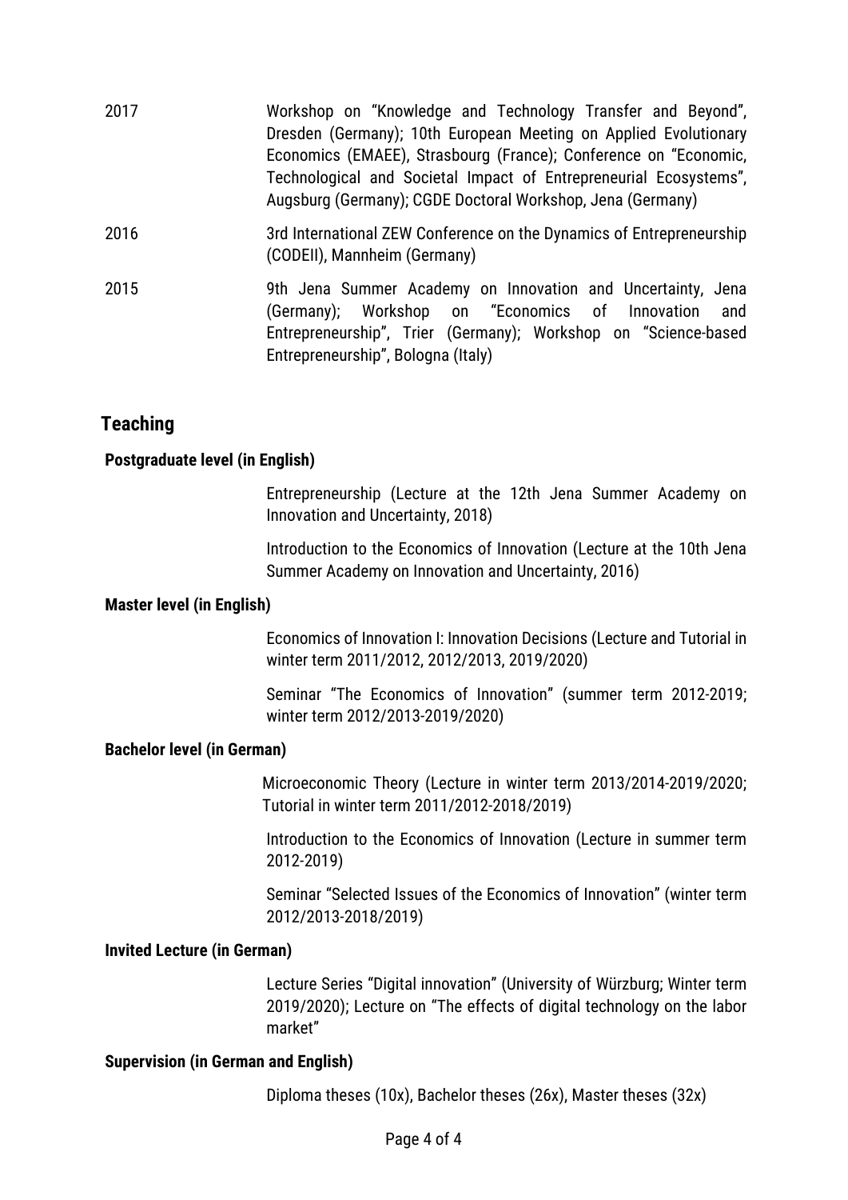| | |
|---|---|
| 2017 | Workshop on "Knowledge and Technology Transfer and Beyond", Dresden (Germany); 10th European Meeting on Applied Evolutionary Economics (EMAEE), Strasbourg (France); Conference on "Economic, Technological and Societal Impact of Entrepreneurial Ecosystems", Augsburg (Germany); CGDE Doctoral Workshop, Jena (Germany) |
| 2016 | 3rd International ZEW Conference on the Dynamics of Entrepreneurship (CODEII), Mannheim (Germany) |
| 2015 | 9th Jena Summer Academy on Innovation and Uncertainty, Jena (Germany); Workshop on "Economics of Innovation and Entrepreneurship", Trier (Germany); Workshop on "Science-based Entrepreneurship", Bologna (Italy) |

## Teaching

### Postgraduate level (in English)

Entrepreneurship (Lecture at the 12th Jena Summer Academy on Innovation and Uncertainty, 2018)

Introduction to the Economics of Innovation (Lecture at the 10th Jena Summer Academy on Innovation and Uncertainty, 2016)

### Master level (in English)

Economics of Innovation I: Innovation Decisions (Lecture and Tutorial in winter term 2011/2012, 2012/2013, 2019/2020)

Seminar "The Economics of Innovation" (summer term 2012-2019; winter term 2012/2013-2019/2020)

### Bachelor level (in German)

Microeconomic Theory (Lecture in winter term 2013/2014-2019/2020; Tutorial in winter term 2011/2012-2018/2019)

Introduction to the Economics of Innovation (Lecture in summer term 2012-2019)

Seminar "Selected Issues of the Economics of Innovation" (winter term 2012/2013-2018/2019)

### Invited Lecture (in German)

Lecture Series "Digital innovation" (University of Würzburg; Winter term 2019/2020); Lecture on "The effects of digital technology on the labor market"

### Supervision (in German and English)

Diploma theses (10x), Bachelor theses (26x), Master theses (32x)